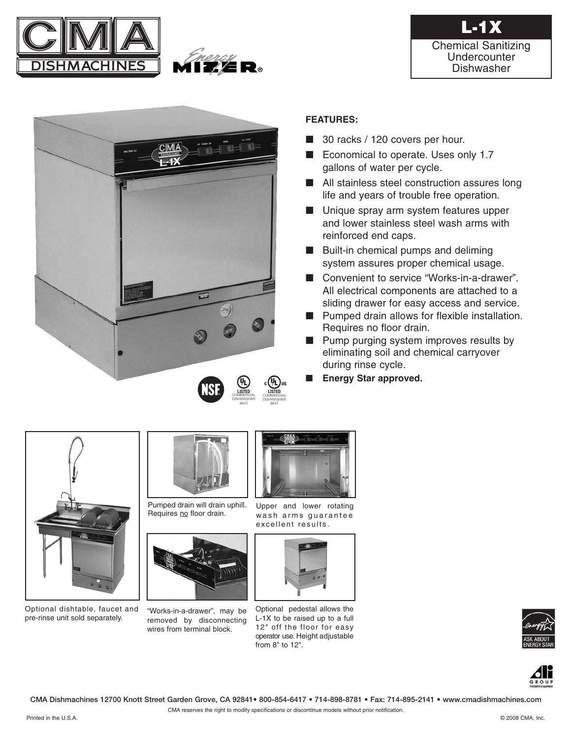# L-1X

Chemical Sanitizing Undercounter Dishwasher

CMA DISHMACHINES

Energy MIZER®

## FEATURES:

- 30 racks / 120 covers per hour.
- Economical to operate. Uses only 1.7 gallons of water per cycle.
- All stainless steel construction assures long life and years of trouble free operation.
- Unique spray arm system features upper and lower stainless steel wash arms with reinforced end caps.
- Built-in chemical pumps and deliming system assures proper chemical usage.
- Convenient to service "Works-in-a-drawer". All electrical components are attached to a sliding drawer for easy access and service.
- Pumped drain allows for flexible installation. Requires no floor drain.
- Pump purging system improves results by eliminating soil and chemical carryover during rinse cycle.
- **Energy Star approved.**

NSF

UL LISTED COMMERCIAL DISHWASHER 864T

C UL US LISTED COMMERCIAL DISHWASHER 864T

Optional dishtable, faucet and pre-rinse unit sold separately.

Pumped drain will drain uphill. Requires no floor drain.

Upper and lower rotating wash arms guarantee excellent results.

"Works-in-a-drawer", may be removed by disconnecting wires from terminal block.

Optional pedestal allows the L-1X to be raised up to a full 12" off the floor for easy operator use. Height adjustable from 8" to 12".

ASK ABOUT ENERGY STAR

**CMA Dishmachines 12700 Knott Street Garden Grove, CA 92841• 800-854-6417 • 714-898-8781 • Fax: 714-895-2141 • www.cmadishmachines.com**

CMA reserves the right to modify specifications or discontinue models without prior notification.

Printed in the U.S.A.

© 2008 CMA, Inc.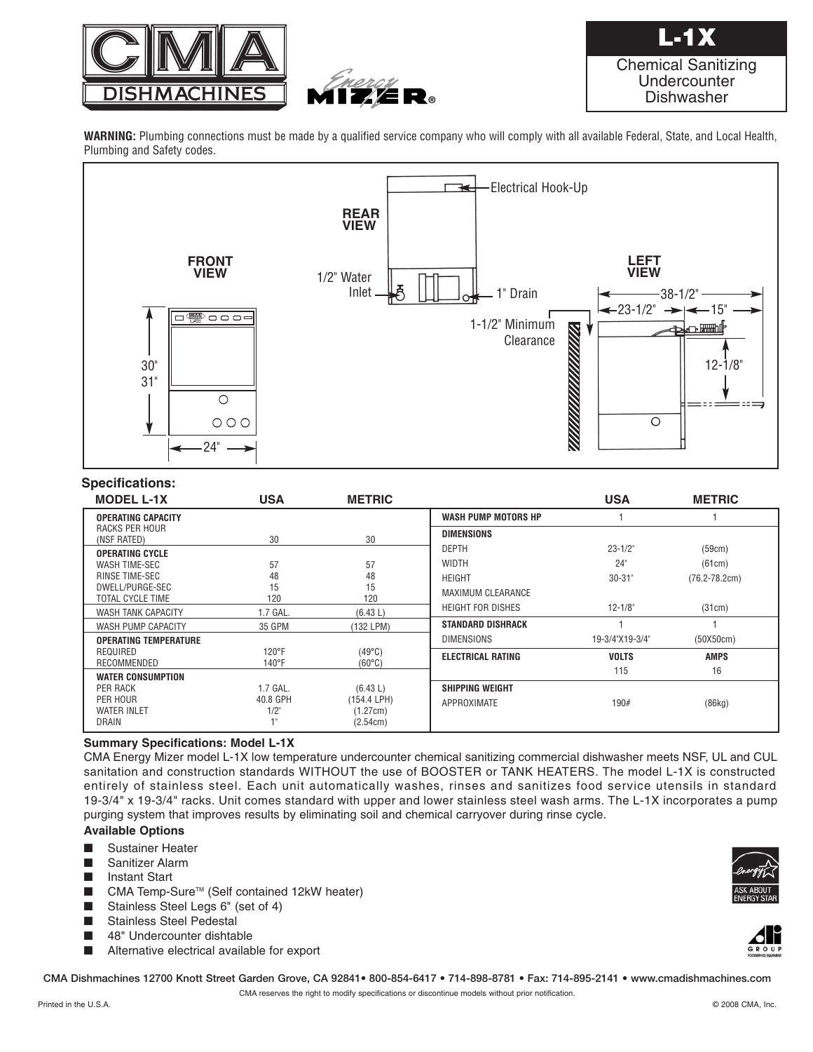# L-1X

Chemical Sanitizing Undercounter Dishwasher

**WARNING:** Plumbing connections must be made by a qualified service company who will comply with all available Federal, State, and Local Health, Plumbing and Safety codes.

REAR VIEW

Electrical Hook-Up

1/2" Water Inlet

1" Drain

1-1/2" Minimum Clearance

FRONT VIEW

30"
31"
24"

LEFT VIEW

38-1/2"
23-1/2"
15"
12-1/8"

## Specifications:

| MODEL L-1X | USA | METRIC |
|---|---|---|
| **OPERATING CAPACITY** | | |
| RACKS PER HOUR (NSF RATED) | 30 | 30 |
| **OPERATING CYCLE** | | |
| WASH TIME-SEC | 57 | 57 |
| RINSE TIME-SEC | 48 | 48 |
| DWELL/PURGE-SEC | 15 | 15 |
| TOTAL CYCLE TIME | 120 | 120 |
| WASH TANK CAPACITY | 1.7 GAL. | (6.43 L) |
| WASH PUMP CAPACITY | 35 GPM | (132 LPM) |
| **OPERATING TEMPERATURE** | | |
| REQUIRED | 120°F | (49°C) |
| RECOMMENDED | 140°F | (60°C) |
| **WATER CONSUMPTION** | | |
| PER RACK | 1.7 GAL. | (6.43 L) |
| PER HOUR | 40.8 GPH | (154.4 LPH) |
| WATER INLET | 1/2" | (1.27cm) |
| DRAIN | 1" | (2.54cm) |

| | USA | METRIC |
|---|---|---|
| **WASH PUMP MOTORS HP** | 1 | 1 |
| **DIMENSIONS** | | |
| DEPTH | 23-1/2" | (59cm) |
| WIDTH | 24" | (61cm) |
| HEIGHT | 30-31" | (76.2-78.2cm) |
| MAXIMUM CLEARANCE | | |
| HEIGHT FOR DISHES | 12-1/8" | (31cm) |
| **STANDARD DISHRACK** | 1 | 1 |
| DIMENSIONS | 19-3/4"X19-3/4" | (50X50cm) |
| **ELECTRICAL RATING** | **VOLTS** | **AMPS** |
| | 115 | 16 |
| **SHIPPING WEIGHT** | | |
| APPROXIMATE | 190# | (86kg) |

### Summary Specifications: Model L-1X

CMA Energy Mizer model L-1X low temperature undercounter chemical sanitizing commercial dishwasher meets NSF, UL and CUL sanitation and construction standards WITHOUT the use of BOOSTER or TANK HEATERS. The model L-1X is constructed entirely of stainless steel. Each unit automatically washes, rinses and sanitizes food service utensils in standard 19-3/4" x 19-3/4" racks. Unit comes standard with upper and lower stainless steel wash arms. The L-1X incorporates a pump purging system that improves results by eliminating soil and chemical carryover during rinse cycle.

### Available Options

- Sustainer Heater
- Sanitizer Alarm
- Instant Start
- CMA Temp-Sure™ (Self contained 12kW heater)
- Stainless Steel Legs 6" (set of 4)
- Stainless Steel Pedestal
- 48" Undercounter dishtable
- Alternative electrical available for export

ASK ABOUT ENERGY STAR

**CMA Dishmachines 12700 Knott Street Garden Grove, CA 92841• 800-854-6417 • 714-898-8781 • Fax: 714-895-2141 • www.cmadishmachines.com**

CMA reserves the right to modify specifications or discontinue models without prior notification.

Printed in the U.S.A.

© 2008 CMA, Inc.